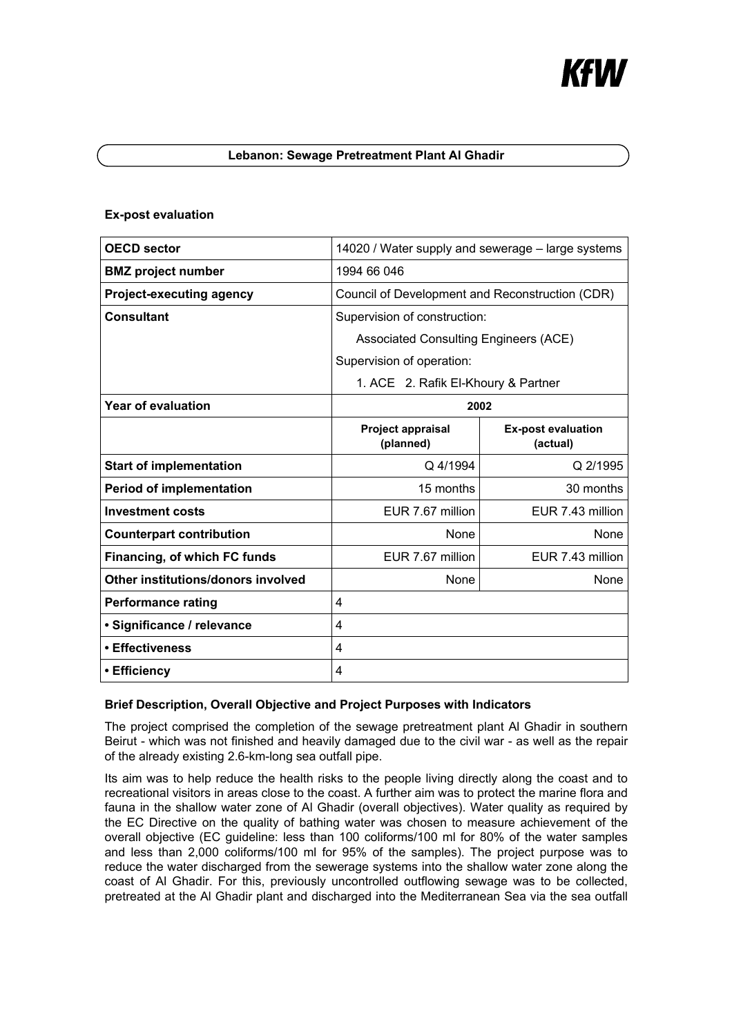KfW

# Lebanon: Sewage Pretreatment Plant Al Ghadir

### Ex-post evaluation

| **OECD sector** | 14020 / Water supply and sewerage – large systems | |
|---|---|---|
| **BMZ project number** | 1994 66 046 | |
| **Project-executing agency** | Council of Development and Reconstruction (CDR) | |
| **Consultant** | Supervision of construction:<br>Associated Consulting Engineers (ACE)<br>Supervision of operation:<br>1. ACE 2. Rafik El-Khoury & Partner | |
| **Year of evaluation** | 2002 | |
| | **Project appraisal (planned)** | **Ex-post evaluation (actual)** |
| **Start of implementation** | Q 4/1994 | Q 2/1995 |
| **Period of implementation** | 15 months | 30 months |
| **Investment costs** | EUR 7.67 million | EUR 7.43 million |
| **Counterpart contribution** | None | None |
| **Financing, of which FC funds** | EUR 7.67 million | EUR 7.43 million |
| **Other institutions/donors involved** | None | None |
| **Performance rating** | 4 | |
| **• Significance / relevance** | 4 | |
| **• Effectiveness** | 4 | |
| **• Efficiency** | 4 | |

### Brief Description, Overall Objective and Project Purposes with Indicators

The project comprised the completion of the sewage pretreatment plant Al Ghadir in southern Beirut - which was not finished and heavily damaged due to the civil war - as well as the repair of the already existing 2.6-km-long sea outfall pipe.

Its aim was to help reduce the health risks to the people living directly along the coast and to recreational visitors in areas close to the coast. A further aim was to protect the marine flora and fauna in the shallow water zone of Al Ghadir (overall objectives). Water quality as required by the EC Directive on the quality of bathing water was chosen to measure achievement of the overall objective (EC guideline: less than 100 coliforms/100 ml for 80% of the water samples and less than 2,000 coliforms/100 ml for 95% of the samples). The project purpose was to reduce the water discharged from the sewerage systems into the shallow water zone along the coast of Al Ghadir. For this, previously uncontrolled outflowing sewage was to be collected, pretreated at the Al Ghadir plant and discharged into the Mediterranean Sea via the sea outfall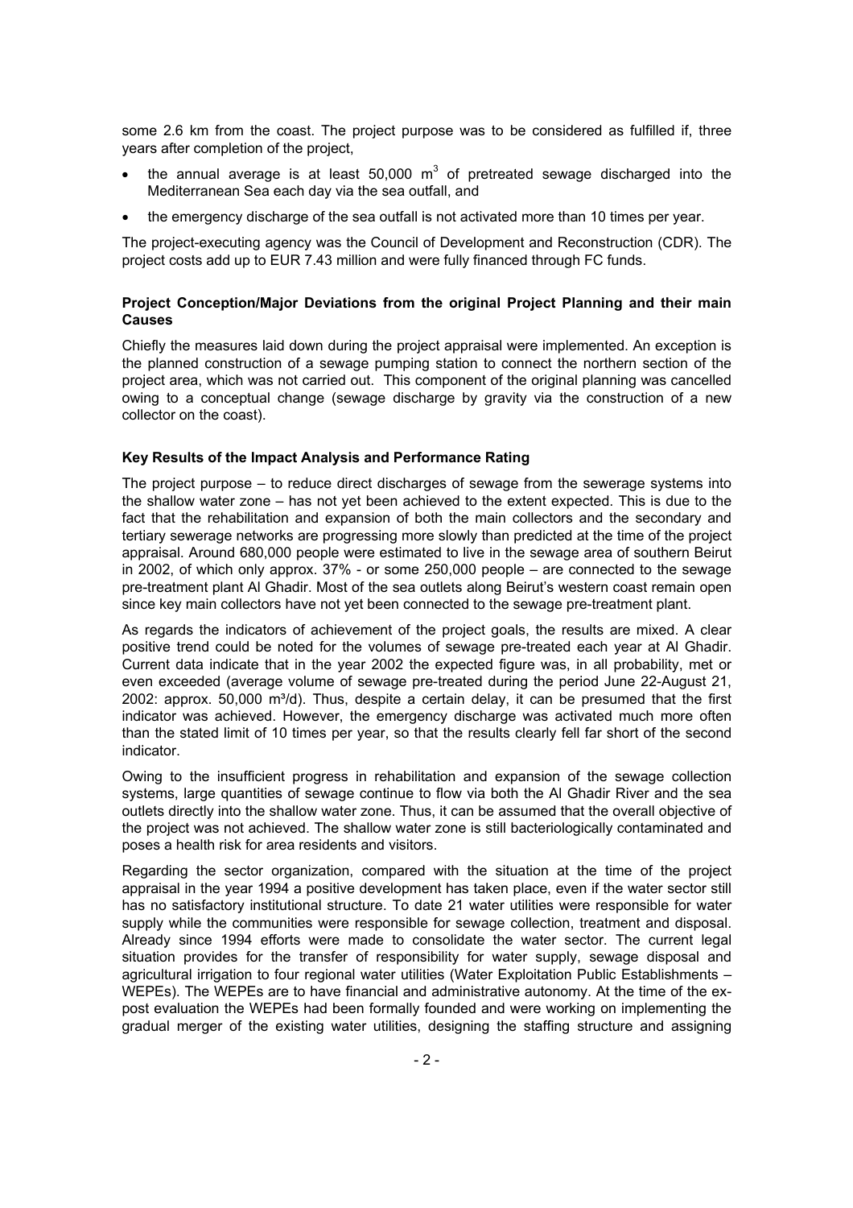some 2.6 km from the coast. The project purpose was to be considered as fulfilled if, three years after completion of the project,

- the annual average is at least 50,000 $m^3$ of pretreated sewage discharged into the Mediterranean Sea each day via the sea outfall, and
- the emergency discharge of the sea outfall is not activated more than 10 times per year.

The project-executing agency was the Council of Development and Reconstruction (CDR). The project costs add up to EUR 7.43 million and were fully financed through FC funds.

**Project Conception/Major Deviations from the original Project Planning and their main Causes**

Chiefly the measures laid down during the project appraisal were implemented. An exception is the planned construction of a sewage pumping station to connect the northern section of the project area, which was not carried out. This component of the original planning was cancelled owing to a conceptual change (sewage discharge by gravity via the construction of a new collector on the coast).

**Key Results of the Impact Analysis and Performance Rating**

The project purpose – to reduce direct discharges of sewage from the sewerage systems into the shallow water zone – has not yet been achieved to the extent expected. This is due to the fact that the rehabilitation and expansion of both the main collectors and the secondary and tertiary sewerage networks are progressing more slowly than predicted at the time of the project appraisal. Around 680,000 people were estimated to live in the sewage area of southern Beirut in 2002, of which only approx. 37% - or some 250,000 people – are connected to the sewage pre-treatment plant Al Ghadir. Most of the sea outlets along Beirut's western coast remain open since key main collectors have not yet been connected to the sewage pre-treatment plant.

As regards the indicators of achievement of the project goals, the results are mixed. A clear positive trend could be noted for the volumes of sewage pre-treated each year at Al Ghadir. Current data indicate that in the year 2002 the expected figure was, in all probability, met or even exceeded (average volume of sewage pre-treated during the period June 22-August 21, 2002: approx. 50,000 $m^3/d$). Thus, despite a certain delay, it can be presumed that the first indicator was achieved. However, the emergency discharge was activated much more often than the stated limit of 10 times per year, so that the results clearly fell far short of the second indicator.

Owing to the insufficient progress in rehabilitation and expansion of the sewage collection systems, large quantities of sewage continue to flow via both the Al Ghadir River and the sea outlets directly into the shallow water zone. Thus, it can be assumed that the overall objective of the project was not achieved. The shallow water zone is still bacteriologically contaminated and poses a health risk for area residents and visitors.

Regarding the sector organization, compared with the situation at the time of the project appraisal in the year 1994 a positive development has taken place, even if the water sector still has no satisfactory institutional structure. To date 21 water utilities were responsible for water supply while the communities were responsible for sewage collection, treatment and disposal. Already since 1994 efforts were made to consolidate the water sector. The current legal situation provides for the transfer of responsibility for water supply, sewage disposal and agricultural irrigation to four regional water utilities (Water Exploitation Public Establishments – WEPEs). The WEPEs are to have financial and administrative autonomy. At the time of the ex-post evaluation the WEPEs had been formally founded and were working on implementing the gradual merger of the existing water utilities, designing the staffing structure and assigning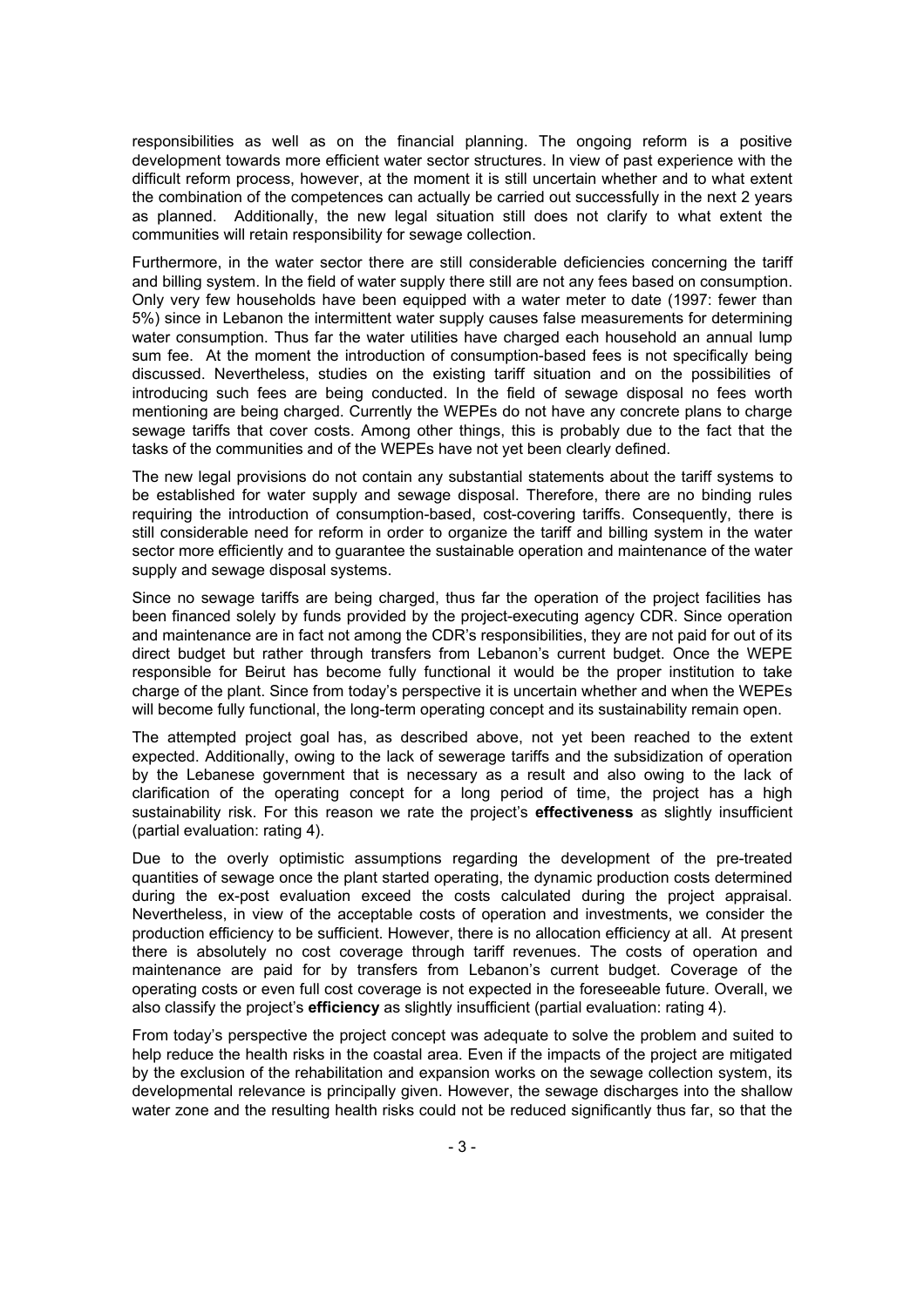responsibilities as well as on the financial planning. The ongoing reform is a positive development towards more efficient water sector structures. In view of past experience with the difficult reform process, however, at the moment it is still uncertain whether and to what extent the combination of the competences can actually be carried out successfully in the next 2 years as planned. Additionally, the new legal situation still does not clarify to what extent the communities will retain responsibility for sewage collection.

Furthermore, in the water sector there are still considerable deficiencies concerning the tariff and billing system. In the field of water supply there still are not any fees based on consumption. Only very few households have been equipped with a water meter to date (1997: fewer than 5%) since in Lebanon the intermittent water supply causes false measurements for determining water consumption. Thus far the water utilities have charged each household an annual lump sum fee. At the moment the introduction of consumption-based fees is not specifically being discussed. Nevertheless, studies on the existing tariff situation and on the possibilities of introducing such fees are being conducted. In the field of sewage disposal no fees worth mentioning are being charged. Currently the WEPEs do not have any concrete plans to charge sewage tariffs that cover costs. Among other things, this is probably due to the fact that the tasks of the communities and of the WEPEs have not yet been clearly defined.

The new legal provisions do not contain any substantial statements about the tariff systems to be established for water supply and sewage disposal. Therefore, there are no binding rules requiring the introduction of consumption-based, cost-covering tariffs. Consequently, there is still considerable need for reform in order to organize the tariff and billing system in the water sector more efficiently and to guarantee the sustainable operation and maintenance of the water supply and sewage disposal systems.

Since no sewage tariffs are being charged, thus far the operation of the project facilities has been financed solely by funds provided by the project-executing agency CDR. Since operation and maintenance are in fact not among the CDR's responsibilities, they are not paid for out of its direct budget but rather through transfers from Lebanon's current budget. Once the WEPE responsible for Beirut has become fully functional it would be the proper institution to take charge of the plant. Since from today's perspective it is uncertain whether and when the WEPEs will become fully functional, the long-term operating concept and its sustainability remain open.

The attempted project goal has, as described above, not yet been reached to the extent expected. Additionally, owing to the lack of sewerage tariffs and the subsidization of operation by the Lebanese government that is necessary as a result and also owing to the lack of clarification of the operating concept for a long period of time, the project has a high sustainability risk. For this reason we rate the project's **effectiveness** as slightly insufficient (partial evaluation: rating 4).

Due to the overly optimistic assumptions regarding the development of the pre-treated quantities of sewage once the plant started operating, the dynamic production costs determined during the ex-post evaluation exceed the costs calculated during the project appraisal. Nevertheless, in view of the acceptable costs of operation and investments, we consider the production efficiency to be sufficient. However, there is no allocation efficiency at all. At present there is absolutely no cost coverage through tariff revenues. The costs of operation and maintenance are paid for by transfers from Lebanon's current budget. Coverage of the operating costs or even full cost coverage is not expected in the foreseeable future. Overall, we also classify the project's **efficiency** as slightly insufficient (partial evaluation: rating 4).

From today's perspective the project concept was adequate to solve the problem and suited to help reduce the health risks in the coastal area. Even if the impacts of the project are mitigated by the exclusion of the rehabilitation and expansion works on the sewage collection system, its developmental relevance is principally given. However, the sewage discharges into the shallow water zone and the resulting health risks could not be reduced significantly thus far, so that the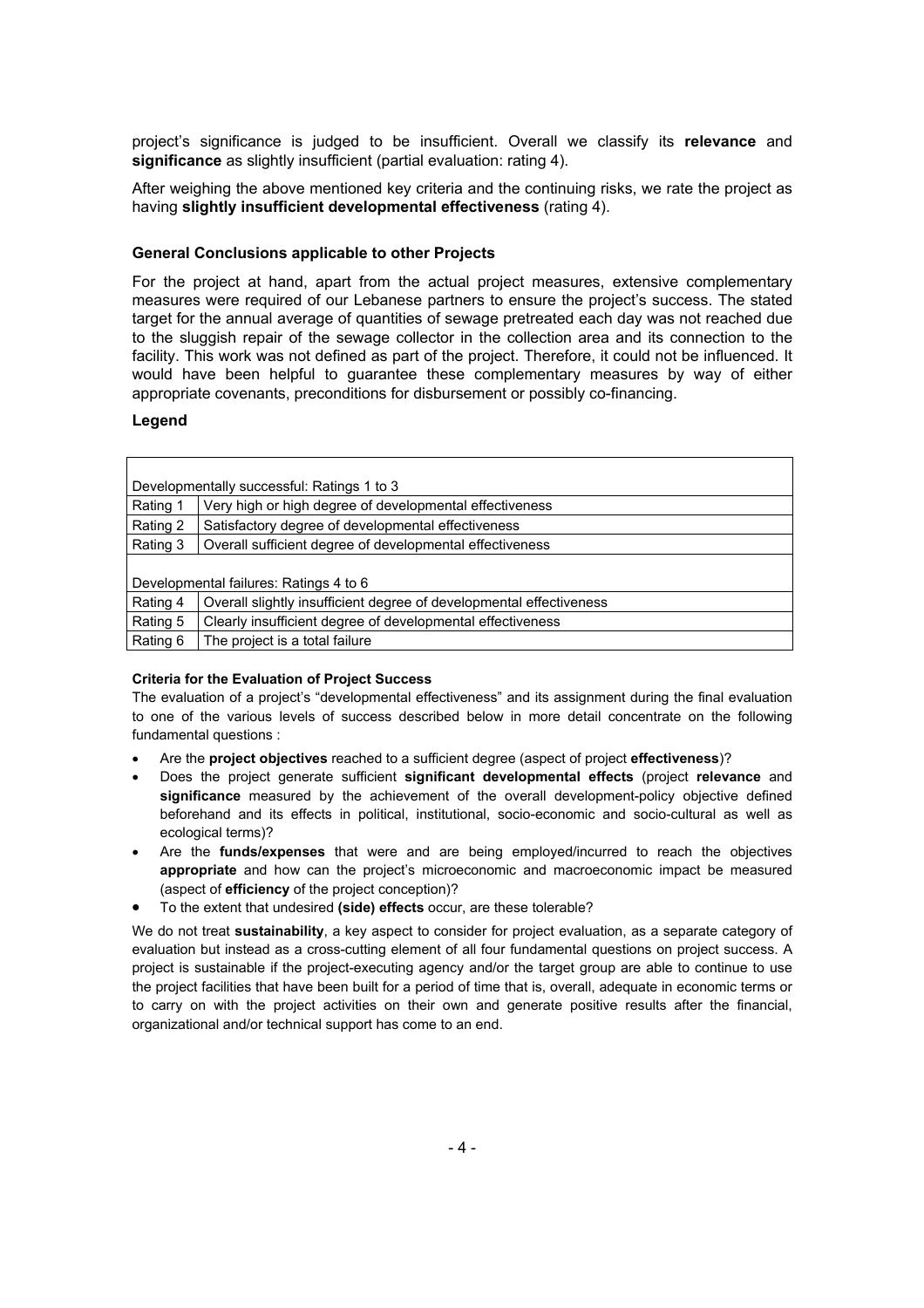project's significance is judged to be insufficient. Overall we classify its **relevance** and **significance** as slightly insufficient (partial evaluation: rating 4).

After weighing the above mentioned key criteria and the continuing risks, we rate the project as having **slightly insufficient developmental effectiveness** (rating 4).

### General Conclusions applicable to other Projects

For the project at hand, apart from the actual project measures, extensive complementary measures were required of our Lebanese partners to ensure the project's success. The stated target for the annual average of quantities of sewage pretreated each day was not reached due to the sluggish repair of the sewage collector in the collection area and its connection to the facility. This work was not defined as part of the project. Therefore, it could not be influenced. It would have been helpful to guarantee these complementary measures by way of either appropriate covenants, preconditions for disbursement or possibly co-financing.

### Legend

| | |
|---|---|
| Developmentally successful: Ratings 1 to 3 | |
| Rating 1 | Very high or high degree of developmental effectiveness |
| Rating 2 | Satisfactory degree of developmental effectiveness |
| Rating 3 | Overall sufficient degree of developmental effectiveness |
| Developmental failures: Ratings 4 to 6 | |
| Rating 4 | Overall slightly insufficient degree of developmental effectiveness |
| Rating 5 | Clearly insufficient degree of developmental effectiveness |
| Rating 6 | The project is a total failure |

#### Criteria for the Evaluation of Project Success

The evaluation of a project's "developmental effectiveness" and its assignment during the final evaluation to one of the various levels of success described below in more detail concentrate on the following fundamental questions :

- Are the **project objectives** reached to a sufficient degree (aspect of project **effectiveness**)?
- Does the project generate sufficient **significant developmental effects** (project **relevance** and **significance** measured by the achievement of the overall development-policy objective defined beforehand and its effects in political, institutional, socio-economic and socio-cultural as well as ecological terms)?
- Are the **funds/expenses** that were and are being employed/incurred to reach the objectives **appropriate** and how can the project's microeconomic and macroeconomic impact be measured (aspect of **efficiency** of the project conception)?
- To the extent that undesired **(side) effects** occur, are these tolerable?

We do not treat **sustainability**, a key aspect to consider for project evaluation, as a separate category of evaluation but instead as a cross-cutting element of all four fundamental questions on project success. A project is sustainable if the project-executing agency and/or the target group are able to continue to use the project facilities that have been built for a period of time that is, overall, adequate in economic terms or to carry on with the project activities on their own and generate positive results after the financial, organizational and/or technical support has come to an end.